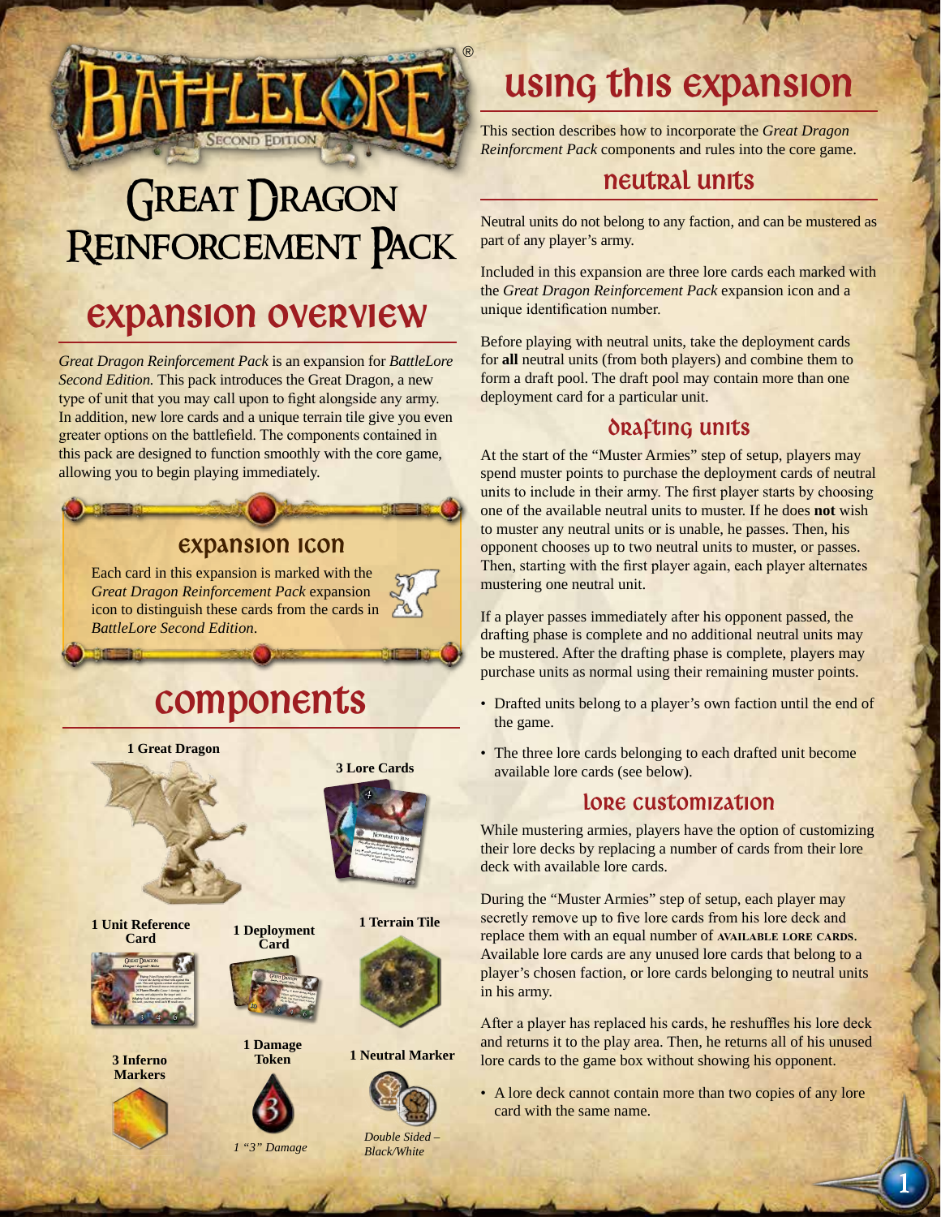# Great Dragon Reinforcement Pack

## Expansion Overview

*Great Dragon Reinforcement Pack* is an expansion for *BattleLore Second Edition.* This pack introduces the Great Dragon, a new type of unit that you may call upon to fight alongside any army. In addition, new lore cards and a unique terrain tile give you even greater options on the battlefield. The components contained in this pack are designed to function smoothly with the core game, allowing you to begin playing immediately.

### Expansion Icon

Each card in this expansion is marked with the *Great Dragon Reinforcement Pack* expansion icon to distinguish these cards from the cards in *BattleLore Second Edition*.

## Components

- **1 Great Dragon**
- **3 Lore Cards**
- **1 Unit Reference Card**
- **1 Deployment Card**
- **1 Terrain Tile**
- **3 Inferno Markers**
- **1 Damage Token** — *1 "3" Damage*
- **1 Neutral Marker** — *Double Sided – Black/White*

## Using this Expansion

This section describes how to incorporate the *Great Dragon Reinforcment Pack* components and rules into the core game.

### Neutral Units

Neutral units do not belong to any faction, and can be mustered as part of any player's army.

Included in this expansion are three lore cards each marked with the *Great Dragon Reinforcement Pack* expansion icon and a unique identification number.

Before playing with neutral units, take the deployment cards for **all** neutral units (from both players) and combine them to form a draft pool. The draft pool may contain more than one deployment card for a particular unit.

### Drafting Units

At the start of the "Muster Armies" step of setup, players may spend muster points to purchase the deployment cards of neutral units to include in their army. The first player starts by choosing one of the available neutral units to muster. If he does **not** wish to muster any neutral units or is unable, he passes. Then, his opponent chooses up to two neutral units to muster, or passes. Then, starting with the first player again, each player alternates mustering one neutral unit.

If a player passes immediately after his opponent passed, the drafting phase is complete and no additional neutral units may be mustered. After the drafting phase is complete, players may purchase units as normal using their remaining muster points.

- Drafted units belong to a player's own faction until the end of the game.
- The three lore cards belonging to each drafted unit become available lore cards (see below).

### Lore Customization

While mustering armies, players have the option of customizing their lore decks by replacing a number of cards from their lore deck with available lore cards.

During the "Muster Armies" step of setup, each player may secretly remove up to five lore cards from his lore deck and replace them with an equal number of **available lore cards**. Available lore cards are any unused lore cards that belong to a player's chosen faction, or lore cards belonging to neutral units in his army.

After a player has replaced his cards, he reshuffles his lore deck and returns it to the play area. Then, he returns all of his unused lore cards to the game box without showing his opponent.

- A lore deck cannot contain more than two copies of any lore card with the same name.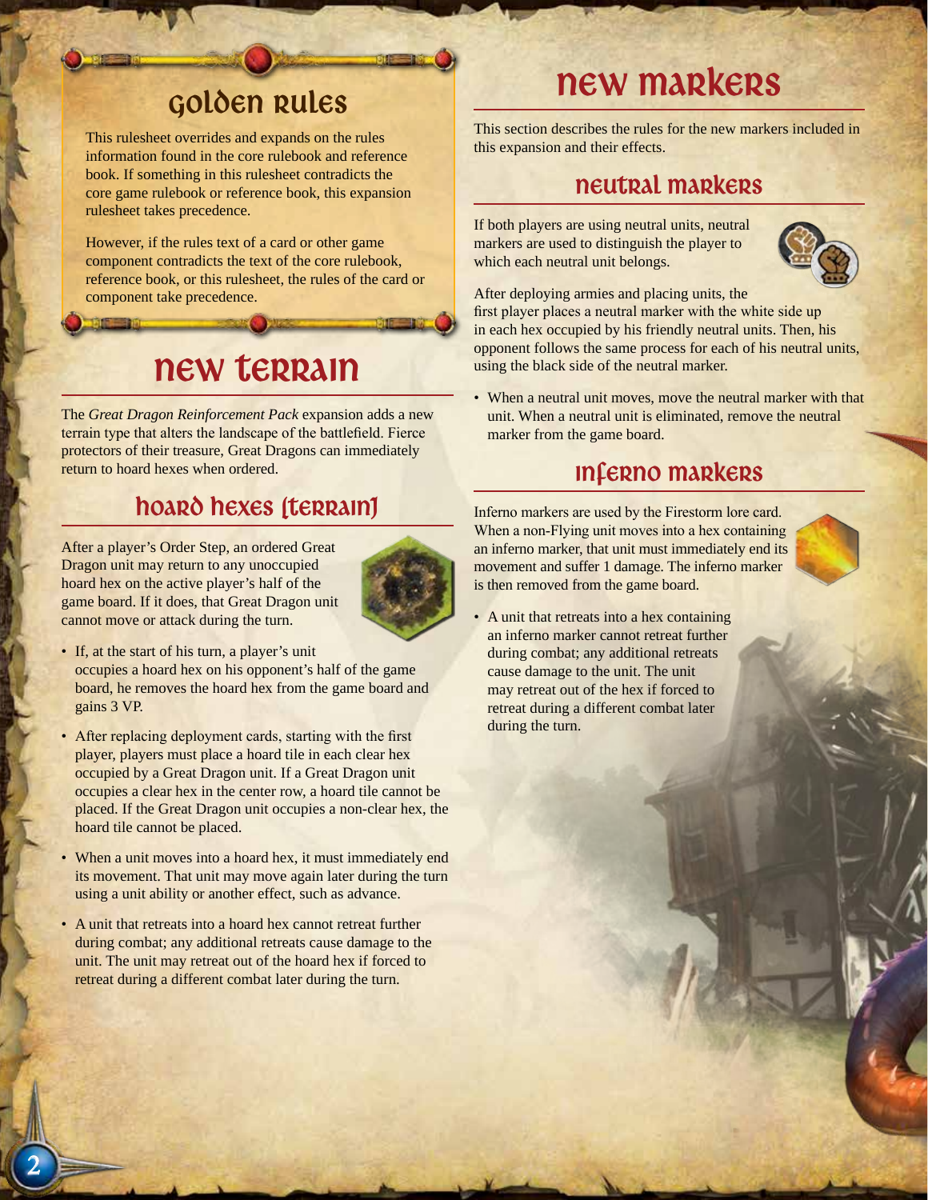## Golden Rules

This rulesheet overrides and expands on the rules information found in the core rulebook and reference book. If something in this rulesheet contradicts the core game rulebook or reference book, this expansion rulesheet takes precedence.

However, if the rules text of a card or other game component contradicts the text of the core rulebook, reference book, or this rulesheet, the rules of the card or component take precedence.

# New Terrain

The *Great Dragon Reinforcement Pack* expansion adds a new terrain type that alters the landscape of the battlefield. Fierce protectors of their treasure, Great Dragons can immediately return to hoard hexes when ordered.

## Hoard Hexes (Terrain)

After a player's Order Step, an ordered Great Dragon unit may return to any unoccupied hoard hex on the active player's half of the game board. If it does, that Great Dragon unit cannot move or attack during the turn.

- If, at the start of his turn, a player's unit occupies a hoard hex on his opponent's half of the game board, he removes the hoard hex from the game board and gains 3 VP.
- After replacing deployment cards, starting with the first player, players must place a hoard tile in each clear hex occupied by a Great Dragon unit. If a Great Dragon unit occupies a clear hex in the center row, a hoard tile cannot be placed. If the Great Dragon unit occupies a non-clear hex, the hoard tile cannot be placed.
- When a unit moves into a hoard hex, it must immediately end its movement. That unit may move again later during the turn using a unit ability or another effect, such as advance.
- A unit that retreats into a hoard hex cannot retreat further during combat; any additional retreats cause damage to the unit. The unit may retreat out of the hoard hex if forced to retreat during a different combat later during the turn.

# New Markers

This section describes the rules for the new markers included in this expansion and their effects.

## Neutral Markers

If both players are using neutral units, neutral markers are used to distinguish the player to which each neutral unit belongs.

After deploying armies and placing units, the first player places a neutral marker with the white side up in each hex occupied by his friendly neutral units. Then, his opponent follows the same process for each of his neutral units, using the black side of the neutral marker.

- When a neutral unit moves, move the neutral marker with that unit. When a neutral unit is eliminated, remove the neutral marker from the game board.

## Inferno Markers

Inferno markers are used by the Firestorm lore card. When a non-Flying unit moves into a hex containing an inferno marker, that unit must immediately end its movement and suffer 1 damage. The inferno marker is then removed from the game board.

- A unit that retreats into a hex containing an inferno marker cannot retreat further during combat; any additional retreats cause damage to the unit. The unit may retreat out of the hex if forced to retreat during a different combat later during the turn.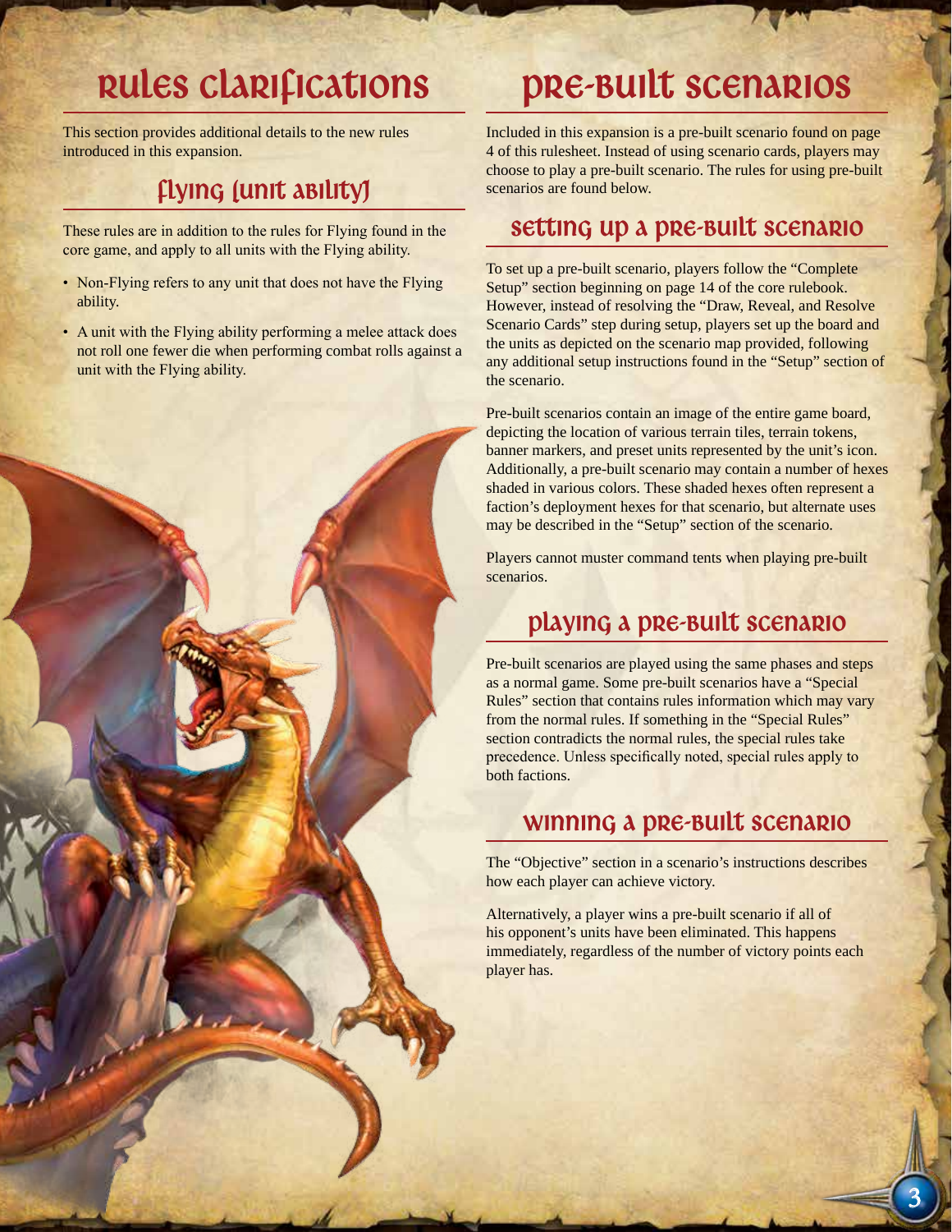# Rules Clarifications

This section provides additional details to the new rules introduced in this expansion.

## Flying (Unit Ability)

These rules are in addition to the rules for Flying found in the core game, and apply to all units with the Flying ability.

- Non-Flying refers to any unit that does not have the Flying ability.
- A unit with the Flying ability performing a melee attack does not roll one fewer die when performing combat rolls against a unit with the Flying ability.

# Pre-Built Scenarios

Included in this expansion is a pre-built scenario found on page 4 of this rulesheet. Instead of using scenario cards, players may choose to play a pre-built scenario. The rules for using pre-built scenarios are found below.

## Setting Up a Pre-Built Scenario

To set up a pre-built scenario, players follow the "Complete Setup" section beginning on page 14 of the core rulebook. However, instead of resolving the "Draw, Reveal, and Resolve Scenario Cards" step during setup, players set up the board and the units as depicted on the scenario map provided, following any additional setup instructions found in the "Setup" section of the scenario.

Pre-built scenarios contain an image of the entire game board, depicting the location of various terrain tiles, terrain tokens, banner markers, and preset units represented by the unit's icon. Additionally, a pre-built scenario may contain a number of hexes shaded in various colors. These shaded hexes often represent a faction's deployment hexes for that scenario, but alternate uses may be described in the "Setup" section of the scenario.

Players cannot muster command tents when playing pre-built scenarios.

## Playing a Pre-Built Scenario

Pre-built scenarios are played using the same phases and steps as a normal game. Some pre-built scenarios have a "Special Rules" section that contains rules information which may vary from the normal rules. If something in the "Special Rules" section contradicts the normal rules, the special rules take precedence. Unless specifically noted, special rules apply to both factions.

## Winning a Pre-Built Scenario

The "Objective" section in a scenario's instructions describes how each player can achieve victory.

Alternatively, a player wins a pre-built scenario if all of his opponent's units have been eliminated. This happens immediately, regardless of the number of victory points each player has.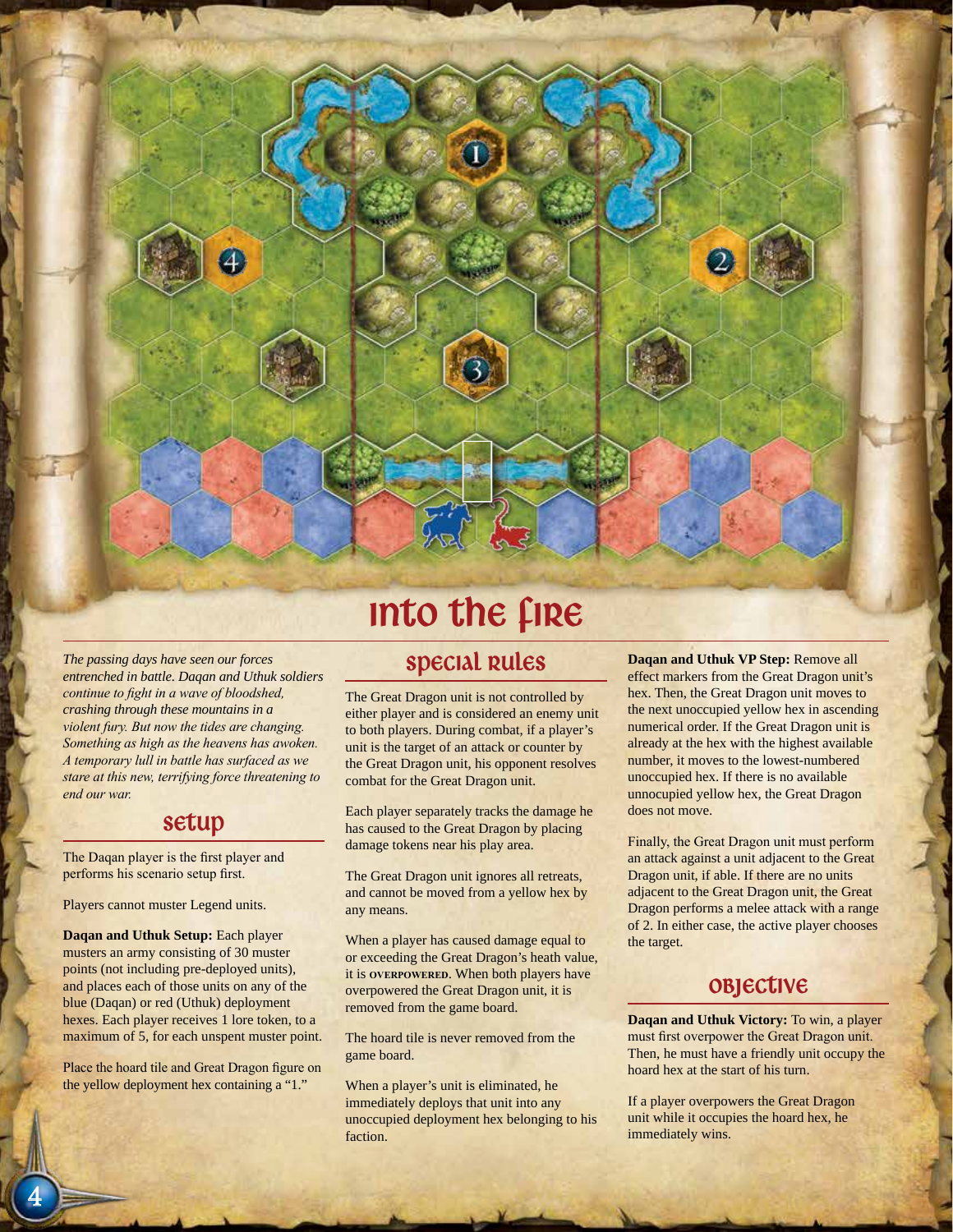# Into the Fire

*The passing days have seen our forces entrenched in battle. Daqan and Uthuk soldiers continue to fight in a wave of bloodshed, crashing through these mountains in a violent fury. But now the tides are changing. Something as high as the heavens has awoken. A temporary lull in battle has surfaced as we stare at this new, terrifying force threatening to end our war.*

## Setup

The Daqan player is the first player and performs his scenario setup first.

Players cannot muster Legend units.

**Daqan and Uthuk Setup:** Each player musters an army consisting of 30 muster points (not including pre-deployed units), and places each of those units on any of the blue (Daqan) or red (Uthuk) deployment hexes. Each player receives 1 lore token, to a maximum of 5, for each unspent muster point.

Place the hoard tile and Great Dragon figure on the yellow deployment hex containing a "1."

## Special Rules

The Great Dragon unit is not controlled by either player and is considered an enemy unit to both players. During combat, if a player's unit is the target of an attack or counter by the Great Dragon unit, his opponent resolves combat for the Great Dragon unit.

Each player separately tracks the damage he has caused to the Great Dragon by placing damage tokens near his play area.

The Great Dragon unit ignores all retreats, and cannot be moved from a yellow hex by any means.

When a player has caused damage equal to or exceeding the Great Dragon's heath value, it is **overpowered**. When both players have overpowered the Great Dragon unit, it is removed from the game board.

The hoard tile is never removed from the game board.

When a player's unit is eliminated, he immediately deploys that unit into any unoccupied deployment hex belonging to his faction.

**Daqan and Uthuk VP Step:** Remove all effect markers from the Great Dragon unit's hex. Then, the Great Dragon unit moves to the next unoccupied yellow hex in ascending numerical order. If the Great Dragon unit is already at the hex with the highest available number, it moves to the lowest-numbered unoccupied hex. If there is no available unnocupied yellow hex, the Great Dragon does not move.

Finally, the Great Dragon unit must perform an attack against a unit adjacent to the Great Dragon unit, if able. If there are no units adjacent to the Great Dragon unit, the Great Dragon performs a melee attack with a range of 2. In either case, the active player chooses the target.

## Objective

**Daqan and Uthuk Victory:** To win, a player must first overpower the Great Dragon unit. Then, he must have a friendly unit occupy the hoard hex at the start of his turn.

If a player overpowers the Great Dragon unit while it occupies the hoard hex, he immediately wins.